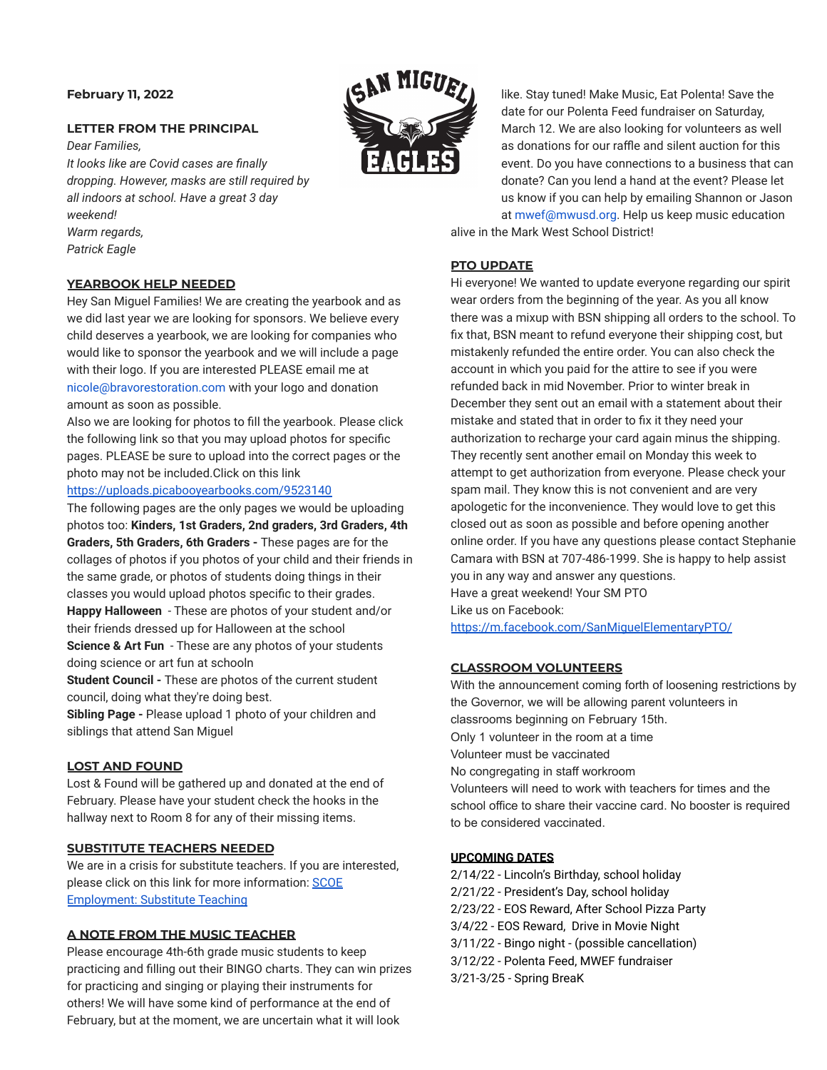**February 11, 2022**

## LETTER FROM THE PRINCIPAL

*Dear Families,*
*It looks like are Covid cases are finally dropping. However, masks are still required by all indoors at school. Have a great 3 day weekend!*
*Warm regards,*
*Patrick Eagle*

## YEARBOOK HELP NEEDED

Hey San Miguel Families! We are creating the yearbook and as we did last year we are looking for sponsors. We believe every child deserves a yearbook, we are looking for companies who would like to sponsor the yearbook and we will include a page with their logo. If you are interested PLEASE email me at nicole@bravorestoration.com with your logo and donation amount as soon as possible.

Also we are looking for photos to fill the yearbook. Please click the following link so that you may upload photos for specific pages. PLEASE be sure to upload into the correct pages or the photo may not be included.Click on this link
https://uploads.picabooyearbooks.com/9523140

The following pages are the only pages we would be uploading photos too: **Kinders, 1st Graders, 2nd graders, 3rd Graders, 4th Graders, 5th Graders, 6th Graders -** These pages are for the collages of photos if you photos of your child and their friends in the same grade, or photos of students doing things in their classes you would upload photos specific to their grades.

**Happy Halloween** - These are photos of your student and/or their friends dressed up for Halloween at the school

**Science & Art Fun** - These are any photos of your students doing science or art fun at schooln

**Student Council -** These are photos of the current student council, doing what they're doing best.

**Sibling Page -** Please upload 1 photo of your children and siblings that attend San Miguel

## LOST AND FOUND

Lost & Found will be gathered up and donated at the end of February. Please have your student check the hooks in the hallway next to Room 8 for any of their missing items.

## SUBSTITUTE TEACHERS NEEDED

We are in a crisis for substitute teachers. If you are interested, please click on this link for more information: SCOE Employment: Substitute Teaching

## A NOTE FROM THE MUSIC TEACHER

Please encourage 4th-6th grade music students to keep practicing and filling out their BINGO charts. They can win prizes for practicing and singing or playing their instruments for others! We will have some kind of performance at the end of February, but at the moment, we are uncertain what it will look like. Stay tuned! Make Music, Eat Polenta! Save the date for our Polenta Feed fundraiser on Saturday, March 12. We are also looking for volunteers as well as donations for our raffle and silent auction for this event. Do you have connections to a business that can donate? Can you lend a hand at the event? Please let us know if you can help by emailing Shannon or Jason at mwef@mwusd.org. Help us keep music education alive in the Mark West School District!

## PTO UPDATE

Hi everyone! We wanted to update everyone regarding our spirit wear orders from the beginning of the year. As you all know there was a mixup with BSN shipping all orders to the school. To fix that, BSN meant to refund everyone their shipping cost, but mistakenly refunded the entire order. You can also check the account in which you paid for the attire to see if you were refunded back in mid November. Prior to winter break in December they sent out an email with a statement about their mistake and stated that in order to fix it they need your authorization to recharge your card again minus the shipping. They recently sent another email on Monday this week to attempt to get authorization from everyone. Please check your spam mail. They know this is not convenient and are very apologetic for the inconvenience. They would love to get this closed out as soon as possible and before opening another online order. If you have any questions please contact Stephanie Camara with BSN at 707-486-1999. She is happy to help assist you in any way and answer any questions.
Have a great weekend! Your SM PTO
Like us on Facebook:
https://m.facebook.com/SanMiguelElementaryPTO/

## CLASSROOM VOLUNTEERS

With the announcement coming forth of loosening restrictions by the Governor, we will be allowing parent volunteers in classrooms beginning on February 15th.
Only 1 volunteer in the room at a time
Volunteer must be vaccinated
No congregating in staff workroom
Volunteers will need to work with teachers for times and the school office to share their vaccine card. No booster is required to be considered vaccinated.

## UPCOMING DATES

2/14/22 - Lincoln's Birthday, school holiday
2/21/22 - President's Day, school holiday
2/23/22 - EOS Reward, After School Pizza Party
3/4/22 - EOS Reward, Drive in Movie Night
3/11/22 - Bingo night - (possible cancellation)
3/12/22 - Polenta Feed, MWEF fundraiser
3/21-3/25 - Spring BreaK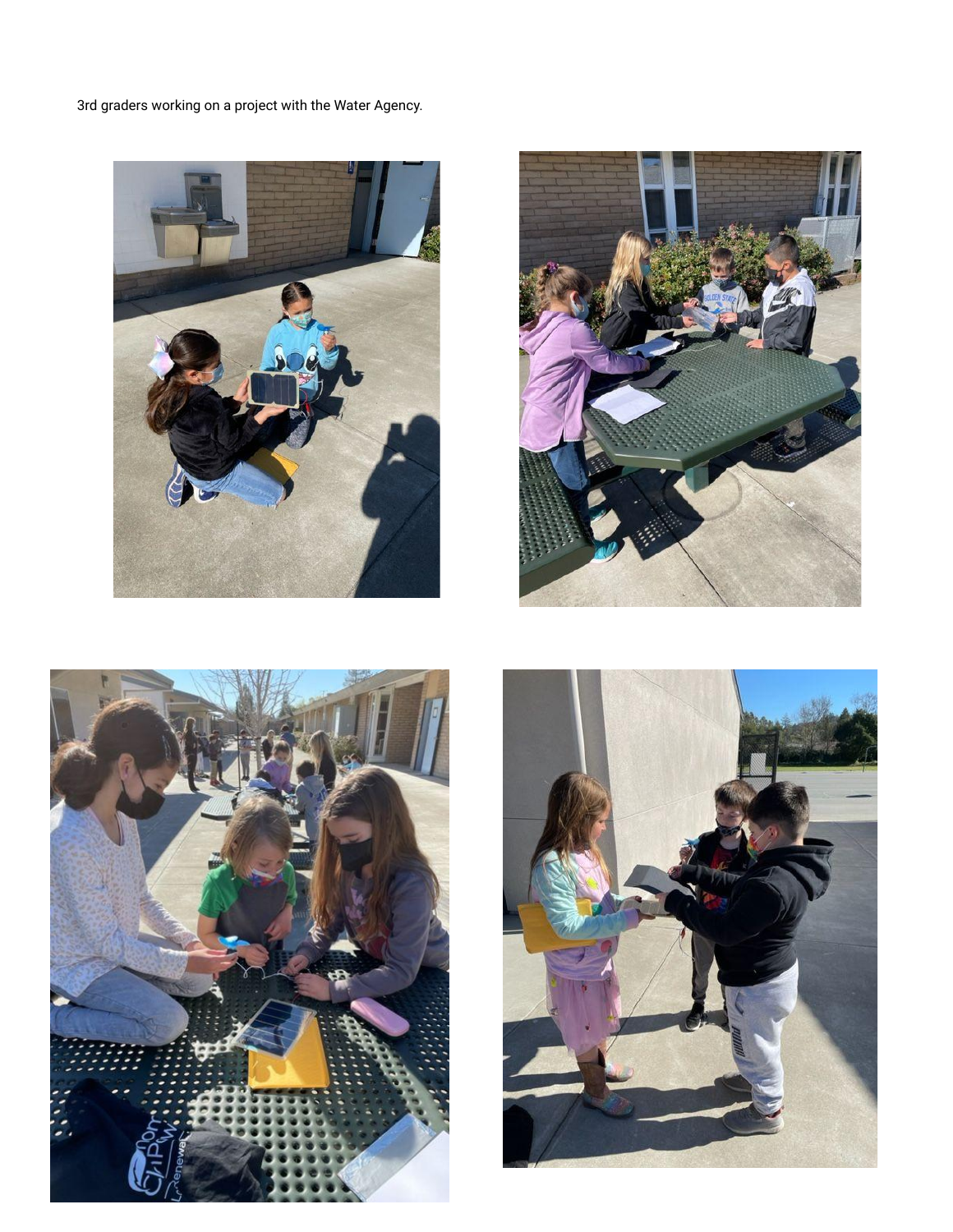3rd graders working on a project with the Water Agency.